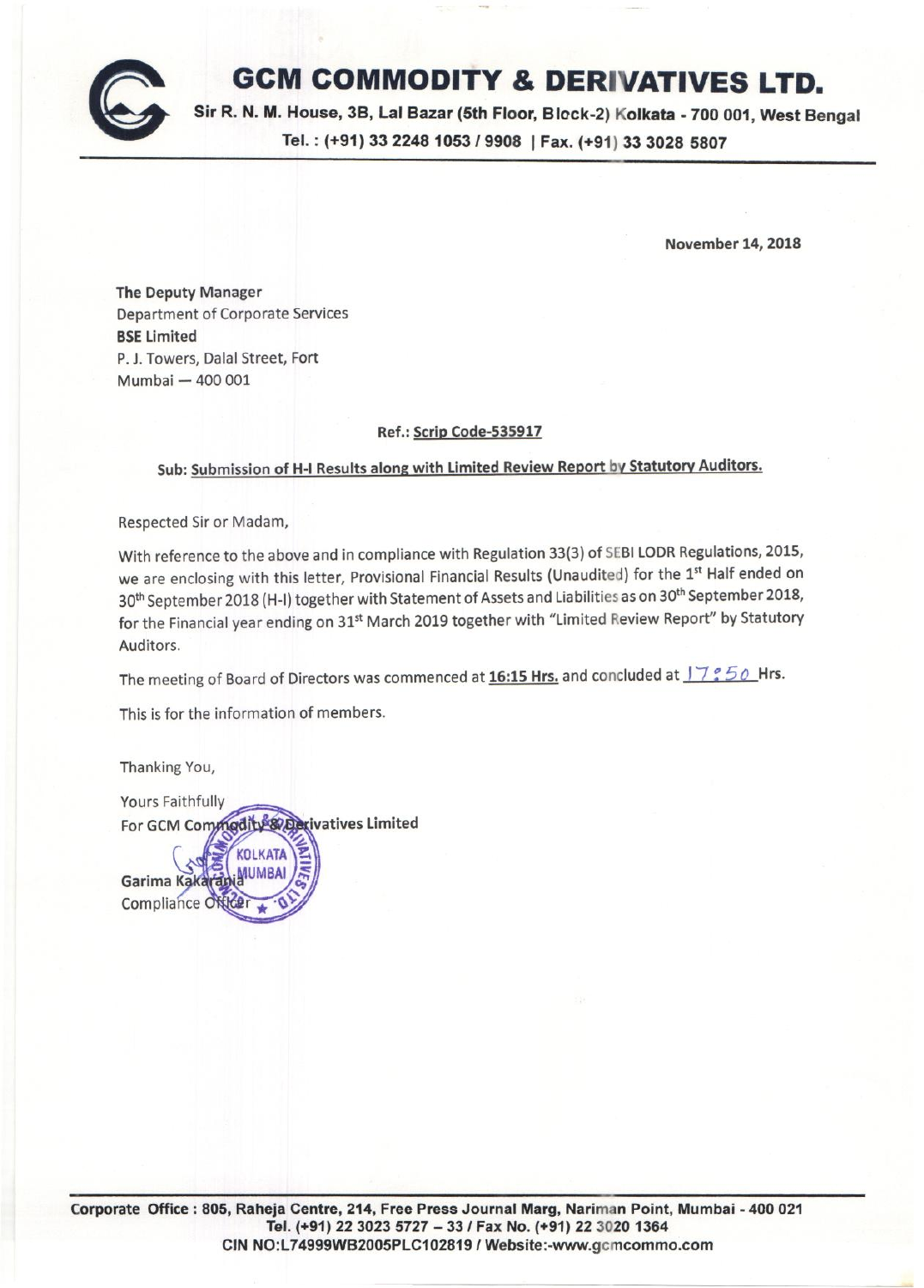# GCM COMMODITY & DERIVATIVES LTD.

**Sir R. N. M. House, 3B, Lal Bazar (5th Floor, Block-2) Kolkata - 700 001, West Bengal**
**Tel. : (+91) 33 2248 1053 / 9908 | Fax. (+91) 33 3028 5807**

**November 14, 2018**

**The Deputy Manager**
Department of Corporate Services
**BSE Limited**
P. J. Towers, Dalal Street, Fort
Mumbai — 400 001

**Ref.: Scrip Code-535917**

**Sub: Submission of H-I Results along with Limited Review Report by Statutory Auditors.**

Respected Sir or Madam,

With reference to the above and in compliance with Regulation 33(3) of SEBI LODR Regulations, 2015, we are enclosing with this letter, Provisional Financial Results (Unaudited) for the 1st Half ended on 30th September 2018 (H-I) together with Statement of Assets and Liabilities as on 30th September 2018, for the Financial year ending on 31st March 2019 together with "Limited Review Report" by Statutory Auditors.

The meeting of Board of Directors was commenced at **16:15 Hrs.** and concluded at 17:50 Hrs.

This is for the information of members.

Thanking You,

Yours Faithfully
For GCM Commodity & Derivatives Limited

Garima Kakarania
Compliance Officer

**Corporate Office : 805, Raheja Centre, 214, Free Press Journal Marg, Nariman Point, Mumbai - 400 021**
**Tel. (+91) 22 3023 5727 – 33 / Fax No. (+91) 22 3020 1364**
**CIN NO:L74999WB2005PLC102819 / Website:-www.gcmcommo.com**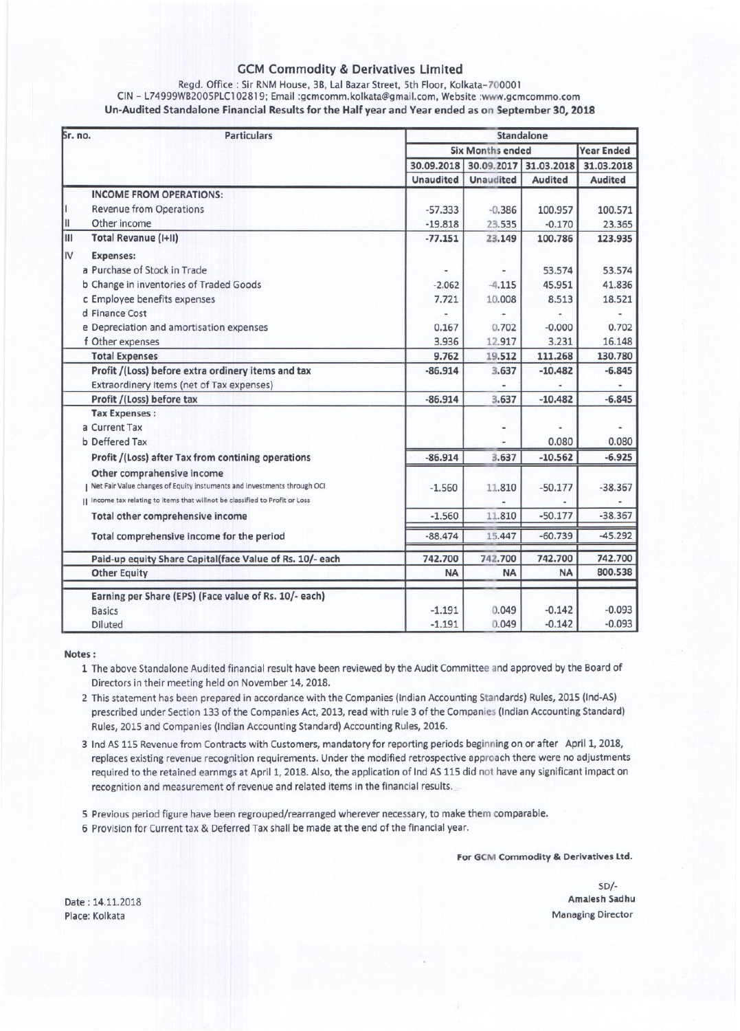# GCM Commodity & Derivatives Limited

Regd. Office : Sir RNM House, 3B, Lal Bazar Street, 5th Floor, Kolkata-700001

CIN - L74999WB2005PLC102819; Email :gcmcomm.kolkata@gmail.com, Website :www.gcmcommo.com

**Un-Audited Standalone Financial Results for the Half year and Year ended as on September 30, 2018**

| Sr. no. | Particulars | Standalone | | | |
|---|---|---|---|---|---|
| | | Six Months ended | | | Year Ended |
| | | 30.09.2018 | 30.09.2017 | 31.03.2018 | 31.03.2018 |
| | | Unaudited | Unaudited | Audited | Audited |
| | **INCOME FROM OPERATIONS:** | | | | |
| I | Revenue from Operations | -57.333 | -0.386 | 100.957 | 100.571 |
| II | Other income | -19.818 | 23.535 | -0.170 | 23.365 |
| III | **Total Revanue (I+II)** | **-77.151** | **23.149** | **100.786** | **123.935** |
| IV | **Expenses:** | | | | |
| | a Purchase of Stock in Trade | - | - | 53.574 | 53.574 |
| | b Change in inventories of Traded Goods | -2.062 | -4.115 | 45.951 | 41.836 |
| | c Employee benefits expenses | 7.721 | 10.008 | 8.513 | 18.521 |
| | d Finance Cost | - | - | - | - |
| | e Depreciation and amortisation expenses | 0.167 | 0.702 | -0.000 | 0.702 |
| | f Other expenses | 3.936 | 12.917 | 3.231 | 16.148 |
| | **Total Expenses** | **9.762** | **19.512** | **111.268** | **130.780** |
| | **Profit /(Loss) before extra ordinery items and tax** | **-86.914** | **3.637** | **-10.482** | **-6.845** |
| | Extraordinery Items (net of Tax expenses) | | - | - | - |
| | **Profit /(Loss) before tax** | **-86.914** | **3.637** | **-10.482** | **-6.845** |
| | **Tax Expenses :** | | | | |
| | a Current Tax | | - | - | - |
| | b Deffered Tax | | - | 0.080 | 0.080 |
| | **Profit /(Loss) after Tax from contining operations** | **-86.914** | **3.637** | **-10.562** | **-6.925** |
| | **Other comprahensive income** | | | | |
| | I Net Fair Value changes of Equity instuments and investments through OCI | -1.560 | 11.810 | -50.177 | -38.367 |
| | II Income tax relating to items that willnot be classified to Profit or Loss | | - | | - |
| | **Total other comprehensive income** | -1.560 | 11.810 | -50.177 | -38.367 |
| | **Total comprehensive income for the period** | -88.474 | 15.447 | -60.739 | -45.292 |
| | **Paid-up equity Share Capital(face Value of Rs. 10/- each** | 742.700 | 742.700 | 742.700 | 742.700 |
| | **Other Equity** | NA | NA | NA | 800.538 |
| | **Earning per Share (EPS) (Face value of Rs. 10/- each)** | | | | |
| | Basics | -1.191 | 0.049 | -0.142 | -0.093 |
| | Diluted | -1.191 | 0.049 | -0.142 | -0.093 |

**Notes :**

1. The above Standalone Audited financial result have been reviewed by the Audit Committee and approved by the Board of Directors in their meeting held on November 14, 2018.
2. This statement has been prepared in accordance with the Companies (Indian Accounting Standards) Rules, 2015 (Ind-AS) prescribed under Section 133 of the Companies Act, 2013, read with rule 3 of the Companies (Indian Accounting Standard) Rules, 2015 and Companies (Indian Accounting Standard) Accounting Rules, 2016.
3. Ind AS 115 Revenue from Contracts with Customers, mandatory for reporting periods beginning on or after April 1, 2018, replaces existing revenue recognition requirements. Under the modified retrospective approach there were no adjustments required to the retained earnmgs at April 1, 2018. Also, the application of Ind AS 115 did not have any significant impact on recognition and measurement of revenue and related items in the financial results.

5. Previous period figure have been regrouped/rearranged wherever necessary, to make them comparable.
6. Provision for Current tax & Deferred Tax shall be made at the end of the financial year.

**For GCM Commodity & Derivatives Ltd.**

SD/-
Amalesh Sadhu
Managing Director

Date : 14.11.2018
Place: Kolkata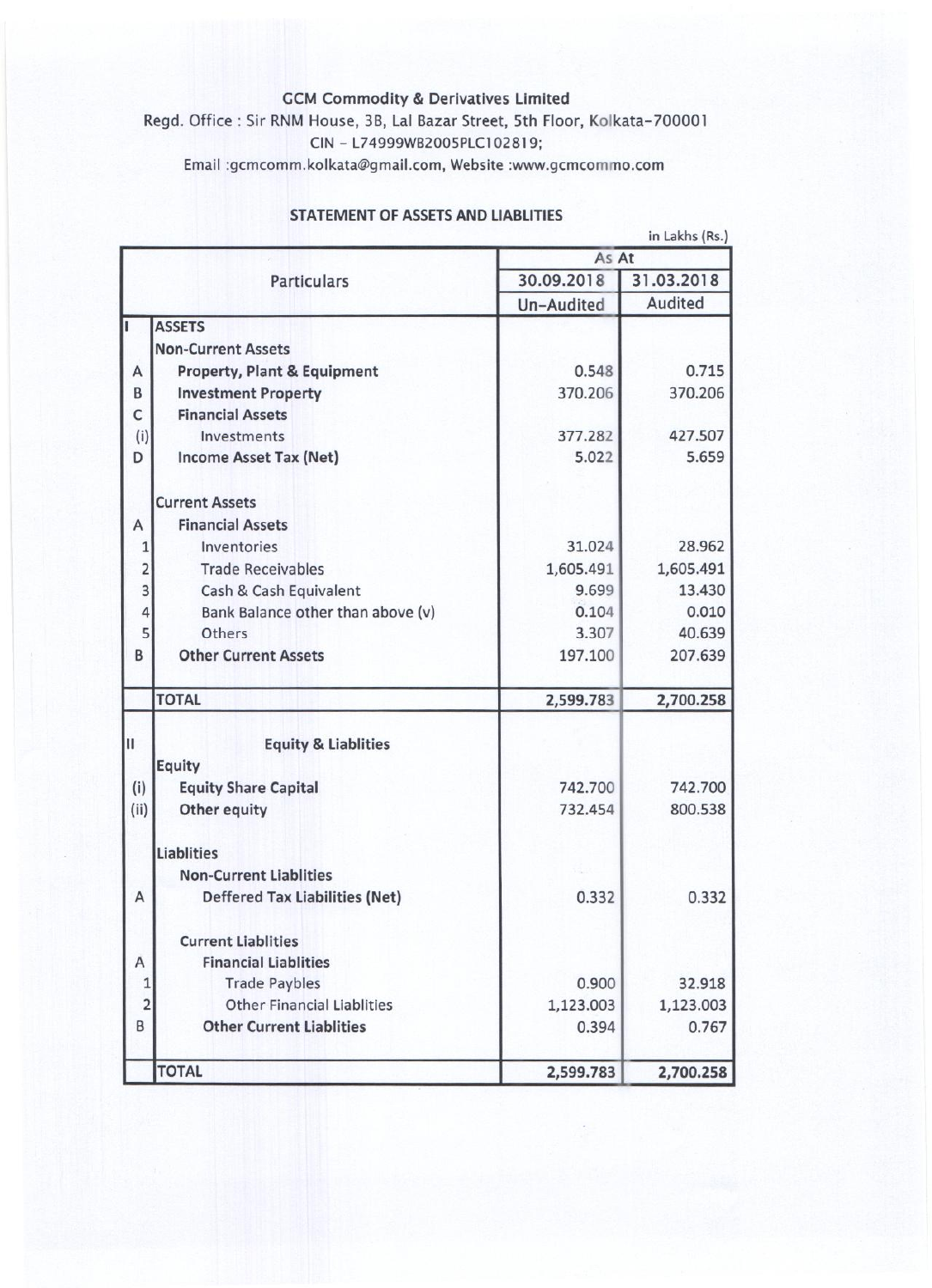**GCM Commodity & Derivatives Limited**
Regd. Office : Sir RNM House, 3B, Lal Bazar Street, 5th Floor, Kolkata-700001
CIN - L74999WB2005PLC102819;
Email :gcmcomm.kolkata@gmail.com, Website :www.gcmcommo.com

## STATEMENT OF ASSETS AND LIABLITIES

in Lakhs (Rs.)

| | Particulars | As At | |
|---|---|---|---|
| | | 30.09.2018 | 31.03.2018 |
| | | Un-Audited | Audited |
| I | **ASSETS** | | |
| | **Non-Current Assets** | | |
| A | **Property, Plant & Equipment** | 0.548 | 0.715 |
| B | **Investment Property** | 370.206 | 370.206 |
| C | **Financial Assets** | | |
| (i) | Investments | 377.282 | 427.507 |
| D | **Income Asset Tax (Net)** | 5.022 | 5.659 |
| | **Current Assets** | | |
| A | **Financial Assets** | | |
| 1 | Inventories | 31.024 | 28.962 |
| 2 | Trade Receivables | 1,605.491 | 1,605.491 |
| 3 | Cash & Cash Equivalent | 9.699 | 13.430 |
| 4 | Bank Balance other than above (v) | 0.104 | 0.010 |
| 5 | Others | 3.307 | 40.639 |
| B | **Other Current Assets** | 197.100 | 207.639 |
| | **TOTAL** | **2,599.783** | **2,700.258** |
| II | **Equity & Liablities** | | |
| | **Equity** | | |
| (i) | **Equity Share Capital** | 742.700 | 742.700 |
| (ii) | **Other equity** | 732.454 | 800.538 |
| | **Liablities** | | |
| | **Non-Current Liablities** | | |
| A | Deffered Tax Liabilities (Net) | 0.332 | 0.332 |
| | **Current Liablities** | | |
| A | **Financial Liablities** | | |
| 1 | Trade Paybles | 0.900 | 32.918 |
| 2 | Other Financial Liablities | 1,123.003 | 1,123.003 |
| B | **Other Current Liablities** | 0.394 | 0.767 |
| | **TOTAL** | **2,599.783** | **2,700.258** |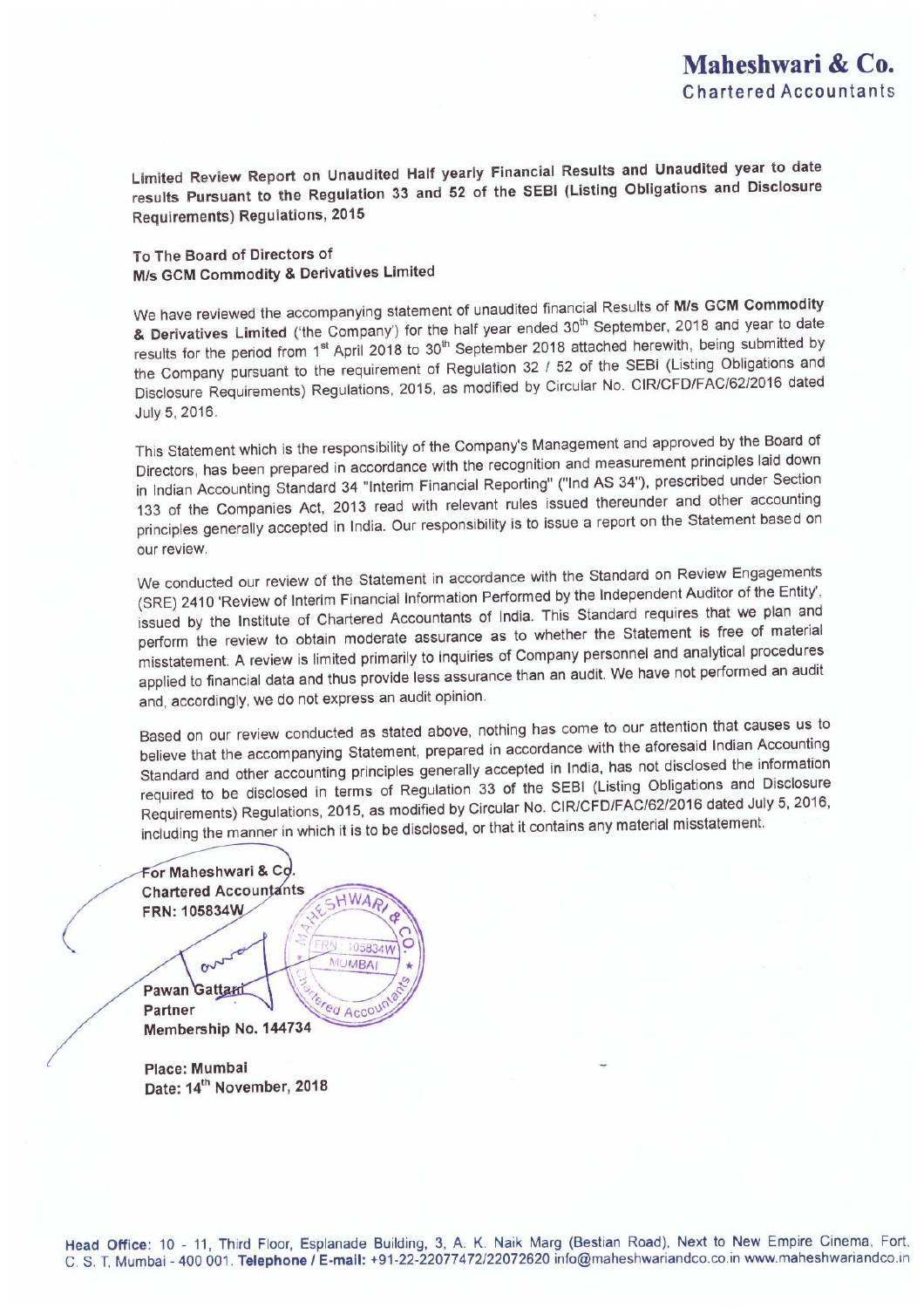# Maheshwari & Co.
Chartered Accountants

**Limited Review Report on Unaudited Half yearly Financial Results and Unaudited year to date results Pursuant to the Regulation 33 and 52 of the SEBI (Listing Obligations and Disclosure Requirements) Regulations, 2015**

**To The Board of Directors of**
**M/s GCM Commodity & Derivatives Limited**

We have reviewed the accompanying statement of unaudited financial Results of **M/s GCM Commodity & Derivatives Limited** ('the Company') for the half year ended 30th September, 2018 and year to date results for the period from 1st April 2018 to 30th September 2018 attached herewith, being submitted by the Company pursuant to the requirement of Regulation 32 / 52 of the SEBI (Listing Obligations and Disclosure Requirements) Regulations, 2015, as modified by Circular No. CIR/CFD/FAC/62/2016 dated July 5, 2016.

This Statement which is the responsibility of the Company's Management and approved by the Board of Directors, has been prepared in accordance with the recognition and measurement principles laid down in Indian Accounting Standard 34 "Interim Financial Reporting" ("Ind AS 34"), prescribed under Section 133 of the Companies Act, 2013 read with relevant rules issued thereunder and other accounting principles generally accepted in India. Our responsibility is to issue a report on the Statement based on our review.

We conducted our review of the Statement in accordance with the Standard on Review Engagements (SRE) 2410 'Review of Interim Financial Information Performed by the Independent Auditor of the Entity', issued by the Institute of Chartered Accountants of India. This Standard requires that we plan and perform the review to obtain moderate assurance as to whether the Statement is free of material misstatement. A review is limited primarily to inquiries of Company personnel and analytical procedures applied to financial data and thus provide less assurance than an audit. We have not performed an audit and, accordingly, we do not express an audit opinion.

Based on our review conducted as stated above, nothing has come to our attention that causes us to believe that the accompanying Statement, prepared in accordance with the aforesaid Indian Accounting Standard and other accounting principles generally accepted in India, has not disclosed the information required to be disclosed in terms of Regulation 33 of the SEBI (Listing Obligations and Disclosure Requirements) Regulations, 2015, as modified by Circular No. CIR/CFD/FAC/62/2016 dated July 5, 2016, including the manner in which it is to be disclosed, or that it contains any material misstatement.

**For Maheshwari & Co.**
**Chartered Accountants**
**FRN: 105834W**

**Pawan Gattani**
**Partner**
**Membership No. 144734**

**Place: Mumbai**
**Date: 14th November, 2018**

**Head Office**: 10 - 11, Third Floor, Esplanade Building, 3, A. K. Naik Marg (Bestian Road), Next to New Empire Cinema, Fort, C. S. T. Mumbai - 400 001. **Telephone / E-mail:** +91-22-22077472/22072620 info@maheshwariandco.co.in www.maheshwariandco.in